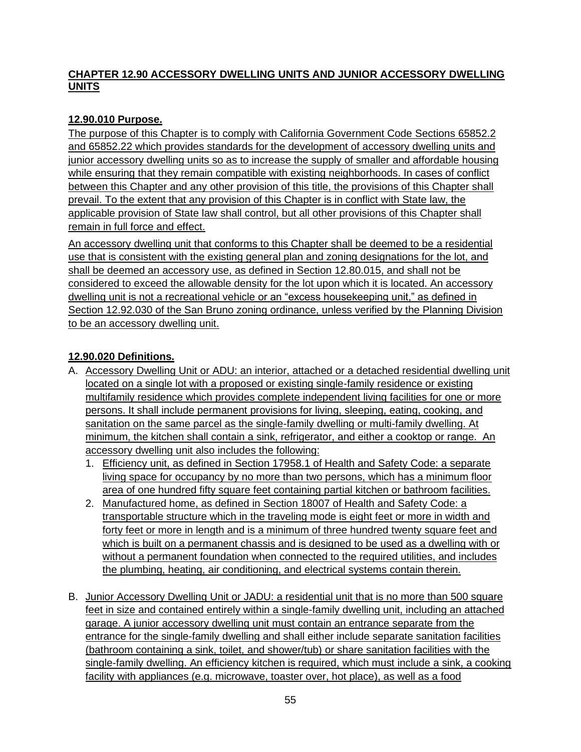# CHAPTER 12.90 ACCESSORY DWELLING UNITS AND JUNIOR ACCESSORY DWELLING UNITS

## 12.90.010 Purpose.

The purpose of this Chapter is to comply with California Government Code Sections 65852.2 and 65852.22 which provides standards for the development of accessory dwelling units and junior accessory dwelling units so as to increase the supply of smaller and affordable housing while ensuring that they remain compatible with existing neighborhoods. In cases of conflict between this Chapter and any other provision of this title, the provisions of this Chapter shall prevail. To the extent that any provision of this Chapter is in conflict with State law, the applicable provision of State law shall control, but all other provisions of this Chapter shall remain in full force and effect.

An accessory dwelling unit that conforms to this Chapter shall be deemed to be a residential use that is consistent with the existing general plan and zoning designations for the lot, and shall be deemed an accessory use, as defined in Section 12.80.015, and shall not be considered to exceed the allowable density for the lot upon which it is located. An accessory dwelling unit is not a recreational vehicle or an "excess housekeeping unit," as defined in Section 12.92.030 of the San Bruno zoning ordinance, unless verified by the Planning Division to be an accessory dwelling unit.

## 12.90.020 Definitions.

A. Accessory Dwelling Unit or ADU: an interior, attached or a detached residential dwelling unit located on a single lot with a proposed or existing single-family residence or existing multifamily residence which provides complete independent living facilities for one or more persons. It shall include permanent provisions for living, sleeping, eating, cooking, and sanitation on the same parcel as the single-family dwelling or multi-family dwelling. At minimum, the kitchen shall contain a sink, refrigerator, and either a cooktop or range. An accessory dwelling unit also includes the following:
   1. Efficiency unit, as defined in Section 17958.1 of Health and Safety Code: a separate living space for occupancy by no more than two persons, which has a minimum floor area of one hundred fifty square feet containing partial kitchen or bathroom facilities.
   2. Manufactured home, as defined in Section 18007 of Health and Safety Code: a transportable structure which in the traveling mode is eight feet or more in width and forty feet or more in length and is a minimum of three hundred twenty square feet and which is built on a permanent chassis and is designed to be used as a dwelling with or without a permanent foundation when connected to the required utilities, and includes the plumbing, heating, air conditioning, and electrical systems contain therein.

B. Junior Accessory Dwelling Unit or JADU: a residential unit that is no more than 500 square feet in size and contained entirely within a single-family dwelling unit, including an attached garage. A junior accessory dwelling unit must contain an entrance separate from the entrance for the single-family dwelling and shall either include separate sanitation facilities (bathroom containing a sink, toilet, and shower/tub) or share sanitation facilities with the single-family dwelling. An efficiency kitchen is required, which must include a sink, a cooking facility with appliances (e.g. microwave, toaster over, hot place), as well as a food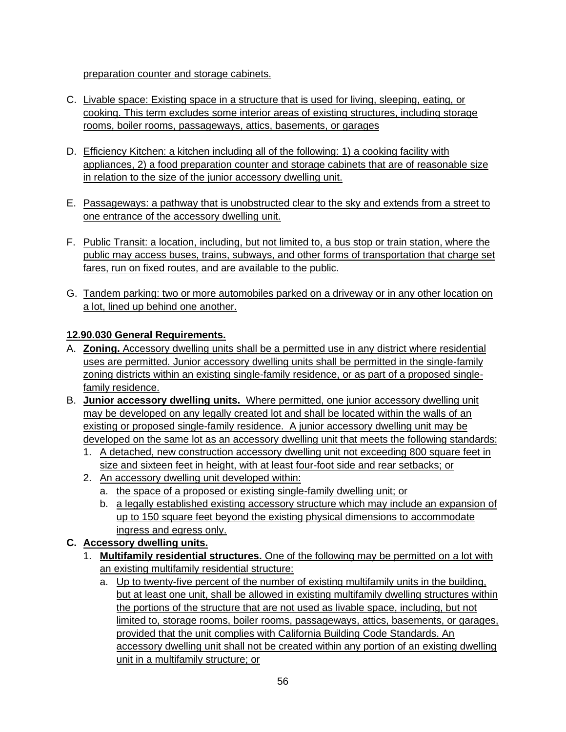preparation counter and storage cabinets.

C. Livable space: Existing space in a structure that is used for living, sleeping, eating, or cooking. This term excludes some interior areas of existing structures, including storage rooms, boiler rooms, passageways, attics, basements, or garages

D. Efficiency Kitchen: a kitchen including all of the following: 1) a cooking facility with appliances, 2) a food preparation counter and storage cabinets that are of reasonable size in relation to the size of the junior accessory dwelling unit.

E. Passageways: a pathway that is unobstructed clear to the sky and extends from a street to one entrance of the accessory dwelling unit.

F. Public Transit: a location, including, but not limited to, a bus stop or train station, where the public may access buses, trains, subways, and other forms of transportation that charge set fares, run on fixed routes, and are available to the public.

G. Tandem parking: two or more automobiles parked on a driveway or in any other location on a lot, lined up behind one another.

**12.90.030 General Requirements.**

A. **Zoning.** Accessory dwelling units shall be a permitted use in any district where residential uses are permitted. Junior accessory dwelling units shall be permitted in the single-family zoning districts within an existing single-family residence, or as part of a proposed single-family residence.

B. **Junior accessory dwelling units.** Where permitted, one junior accessory dwelling unit may be developed on any legally created lot and shall be located within the walls of an existing or proposed single-family residence. A junior accessory dwelling unit may be developed on the same lot as an accessory dwelling unit that meets the following standards:
   1. A detached, new construction accessory dwelling unit not exceeding 800 square feet in size and sixteen feet in height, with at least four-foot side and rear setbacks; or
   2. An accessory dwelling unit developed within:
      a. the space of a proposed or existing single-family dwelling unit; or
      b. a legally established existing accessory structure which may include an expansion of up to 150 square feet beyond the existing physical dimensions to accommodate ingress and egress only.

C. **Accessory dwelling units.**
   1. **Multifamily residential structures.** One of the following may be permitted on a lot with an existing multifamily residential structure:
      a. Up to twenty-five percent of the number of existing multifamily units in the building, but at least one unit, shall be allowed in existing multifamily dwelling structures within the portions of the structure that are not used as livable space, including, but not limited to, storage rooms, boiler rooms, passageways, attics, basements, or garages, provided that the unit complies with California Building Code Standards. An accessory dwelling unit shall not be created within any portion of an existing dwelling unit in a multifamily structure; or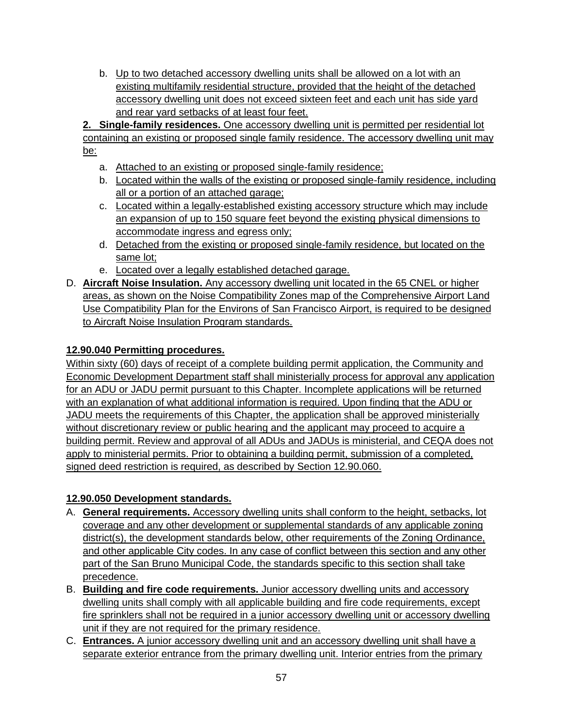b. Up to two detached accessory dwelling units shall be allowed on a lot with an existing multifamily residential structure, provided that the height of the detached accessory dwelling unit does not exceed sixteen feet and each unit has side yard and rear yard setbacks of at least four feet.

**2. Single-family residences.** One accessory dwelling unit is permitted per residential lot containing an existing or proposed single family residence. The accessory dwelling unit may be:

a. Attached to an existing or proposed single-family residence;
b. Located within the walls of the existing or proposed single-family residence, including all or a portion of an attached garage;
c. Located within a legally-established existing accessory structure which may include an expansion of up to 150 square feet beyond the existing physical dimensions to accommodate ingress and egress only;
d. Detached from the existing or proposed single-family residence, but located on the same lot;
e. Located over a legally established detached garage.

D. **Aircraft Noise Insulation.** Any accessory dwelling unit located in the 65 CNEL or higher areas, as shown on the Noise Compatibility Zones map of the Comprehensive Airport Land Use Compatibility Plan for the Environs of San Francisco Airport, is required to be designed to Aircraft Noise Insulation Program standards.

**12.90.040 Permitting procedures.**

Within sixty (60) days of receipt of a complete building permit application, the Community and Economic Development Department staff shall ministerially process for approval any application for an ADU or JADU permit pursuant to this Chapter. Incomplete applications will be returned with an explanation of what additional information is required. Upon finding that the ADU or JADU meets the requirements of this Chapter, the application shall be approved ministerially without discretionary review or public hearing and the applicant may proceed to acquire a building permit. Review and approval of all ADUs and JADUs is ministerial, and CEQA does not apply to ministerial permits. Prior to obtaining a building permit, submission of a completed, signed deed restriction is required, as described by Section 12.90.060.

**12.90.050 Development standards.**

A. **General requirements.** Accessory dwelling units shall conform to the height, setbacks, lot coverage and any other development or supplemental standards of any applicable zoning district(s), the development standards below, other requirements of the Zoning Ordinance, and other applicable City codes. In any case of conflict between this section and any other part of the San Bruno Municipal Code, the standards specific to this section shall take precedence.
B. **Building and fire code requirements.** Junior accessory dwelling units and accessory dwelling units shall comply with all applicable building and fire code requirements, except fire sprinklers shall not be required in a junior accessory dwelling unit or accessory dwelling unit if they are not required for the primary residence.
C. **Entrances.** A junior accessory dwelling unit and an accessory dwelling unit shall have a separate exterior entrance from the primary dwelling unit. Interior entries from the primary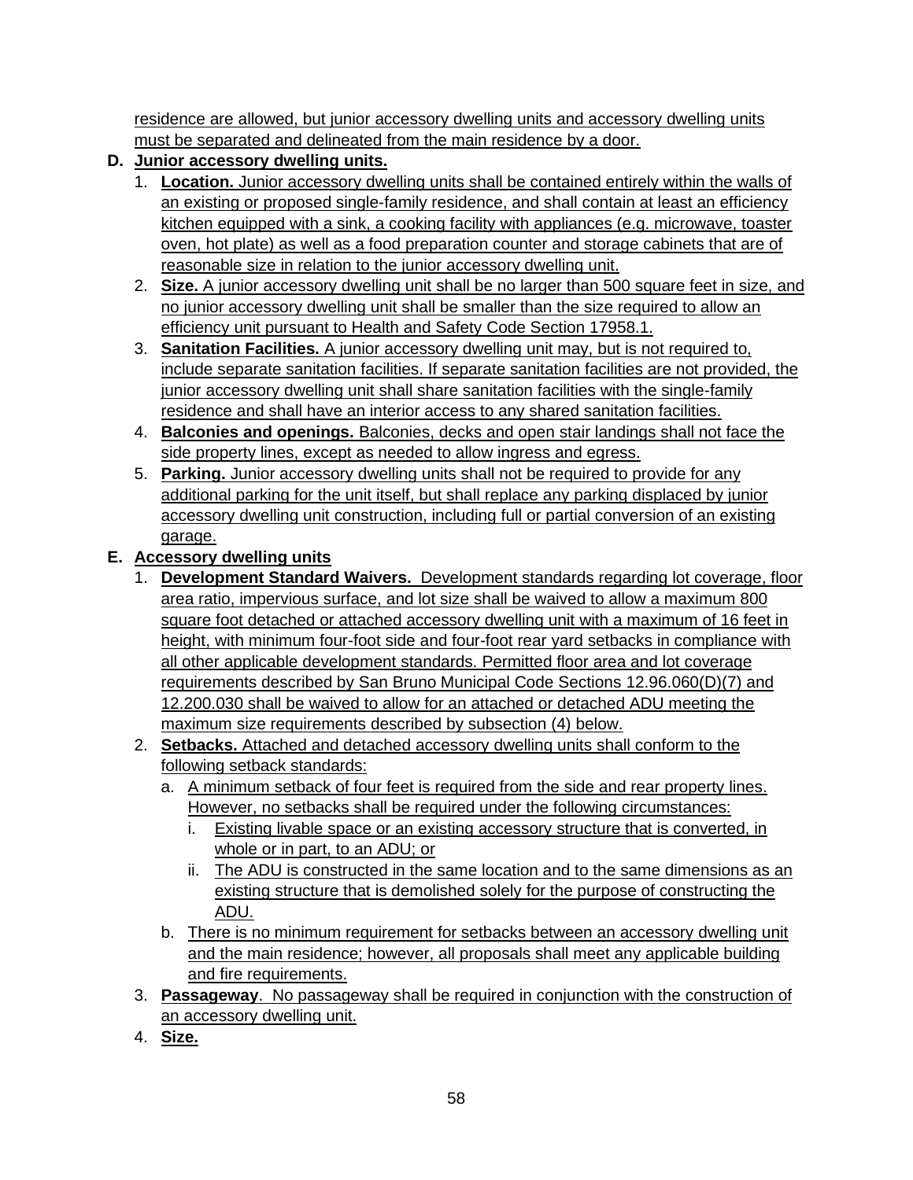residence are allowed, but junior accessory dwelling units and accessory dwelling units must be separated and delineated from the main residence by a door.

**D. Junior accessory dwelling units.**

1. **Location.** Junior accessory dwelling units shall be contained entirely within the walls of an existing or proposed single-family residence, and shall contain at least an efficiency kitchen equipped with a sink, a cooking facility with appliances (e.g. microwave, toaster oven, hot plate) as well as a food preparation counter and storage cabinets that are of reasonable size in relation to the junior accessory dwelling unit.
2. **Size.** A junior accessory dwelling unit shall be no larger than 500 square feet in size, and no junior accessory dwelling unit shall be smaller than the size required to allow an efficiency unit pursuant to Health and Safety Code Section 17958.1.
3. **Sanitation Facilities.** A junior accessory dwelling unit may, but is not required to, include separate sanitation facilities. If separate sanitation facilities are not provided, the junior accessory dwelling unit shall share sanitation facilities with the single-family residence and shall have an interior access to any shared sanitation facilities.
4. **Balconies and openings.** Balconies, decks and open stair landings shall not face the side property lines, except as needed to allow ingress and egress.
5. **Parking.** Junior accessory dwelling units shall not be required to provide for any additional parking for the unit itself, but shall replace any parking displaced by junior accessory dwelling unit construction, including full or partial conversion of an existing garage.

**E. Accessory dwelling units**

1. **Development Standard Waivers.** Development standards regarding lot coverage, floor area ratio, impervious surface, and lot size shall be waived to allow a maximum 800 square foot detached or attached accessory dwelling unit with a maximum of 16 feet in height, with minimum four-foot side and four-foot rear yard setbacks in compliance with all other applicable development standards. Permitted floor area and lot coverage requirements described by San Bruno Municipal Code Sections 12.96.060(D)(7) and 12.200.030 shall be waived to allow for an attached or detached ADU meeting the maximum size requirements described by subsection (4) below.
2. **Setbacks.** Attached and detached accessory dwelling units shall conform to the following setback standards:
   a. A minimum setback of four feet is required from the side and rear property lines. However, no setbacks shall be required under the following circumstances:
      i. Existing livable space or an existing accessory structure that is converted, in whole or in part, to an ADU; or
      ii. The ADU is constructed in the same location and to the same dimensions as an existing structure that is demolished solely for the purpose of constructing the ADU.
   b. There is no minimum requirement for setbacks between an accessory dwelling unit and the main residence; however, all proposals shall meet any applicable building and fire requirements.
3. **Passageway**. No passageway shall be required in conjunction with the construction of an accessory dwelling unit.
4. **Size.**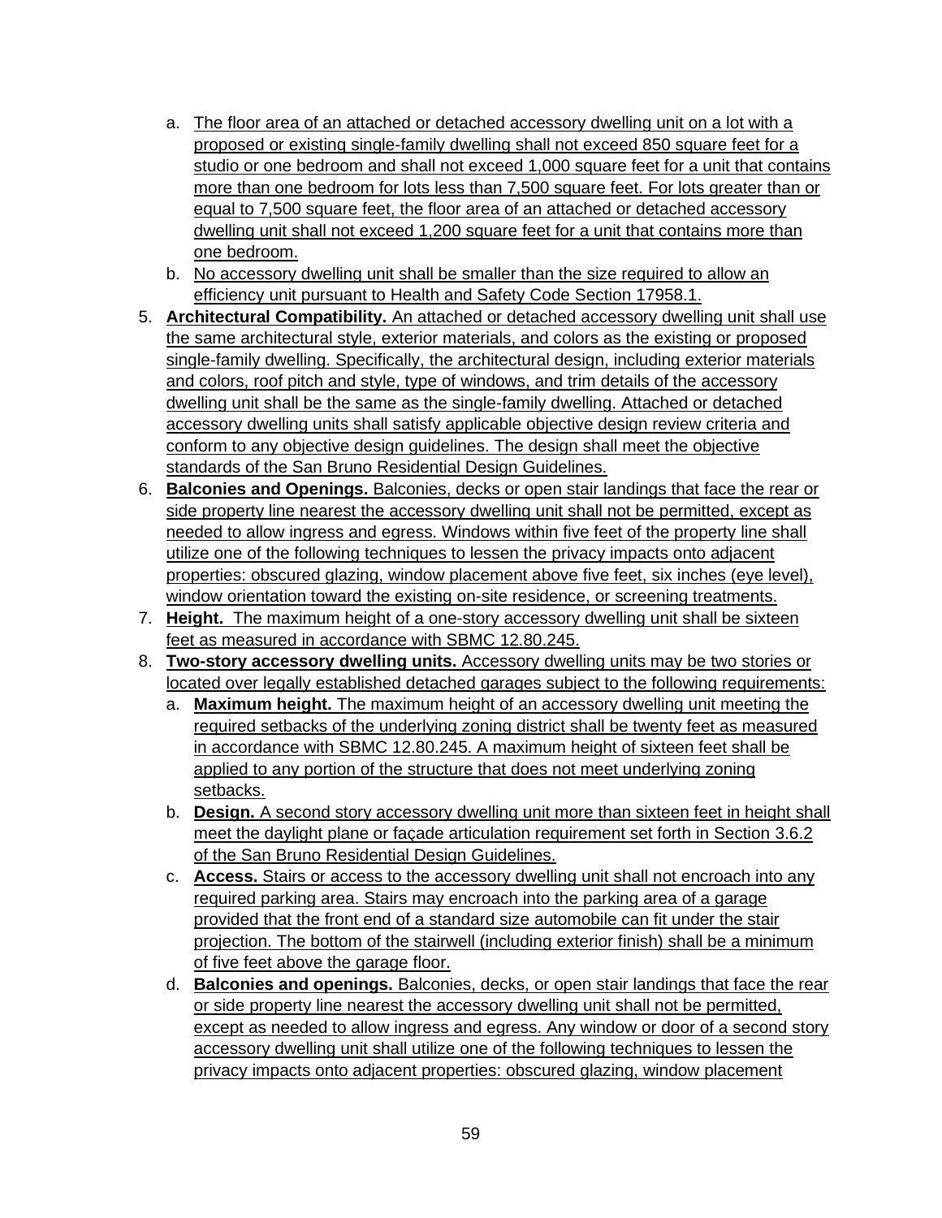a. The floor area of an attached or detached accessory dwelling unit on a lot with a proposed or existing single-family dwelling shall not exceed 850 square feet for a studio or one bedroom and shall not exceed 1,000 square feet for a unit that contains more than one bedroom for lots less than 7,500 square feet. For lots greater than or equal to 7,500 square feet, the floor area of an attached or detached accessory dwelling unit shall not exceed 1,200 square feet for a unit that contains more than one bedroom.
b. No accessory dwelling unit shall be smaller than the size required to allow an efficiency unit pursuant to Health and Safety Code Section 17958.1.

5. **Architectural Compatibility.** An attached or detached accessory dwelling unit shall use the same architectural style, exterior materials, and colors as the existing or proposed single-family dwelling. Specifically, the architectural design, including exterior materials and colors, roof pitch and style, type of windows, and trim details of the accessory dwelling unit shall be the same as the single-family dwelling. Attached or detached accessory dwelling units shall satisfy applicable objective design review criteria and conform to any objective design guidelines. The design shall meet the objective standards of the San Bruno Residential Design Guidelines.
6. **Balconies and Openings.** Balconies, decks or open stair landings that face the rear or side property line nearest the accessory dwelling unit shall not be permitted, except as needed to allow ingress and egress. Windows within five feet of the property line shall utilize one of the following techniques to lessen the privacy impacts onto adjacent properties: obscured glazing, window placement above five feet, six inches (eye level), window orientation toward the existing on-site residence, or screening treatments.
7. **Height.** The maximum height of a one-story accessory dwelling unit shall be sixteen feet as measured in accordance with SBMC 12.80.245.
8. **Two-story accessory dwelling units.** Accessory dwelling units may be two stories or located over legally established detached garages subject to the following requirements:
   a. **Maximum height.** The maximum height of an accessory dwelling unit meeting the required setbacks of the underlying zoning district shall be twenty feet as measured in accordance with SBMC 12.80.245. A maximum height of sixteen feet shall be applied to any portion of the structure that does not meet underlying zoning setbacks.
   b. **Design.** A second story accessory dwelling unit more than sixteen feet in height shall meet the daylight plane or façade articulation requirement set forth in Section 3.6.2 of the San Bruno Residential Design Guidelines.
   c. **Access.** Stairs or access to the accessory dwelling unit shall not encroach into any required parking area. Stairs may encroach into the parking area of a garage provided that the front end of a standard size automobile can fit under the stair projection. The bottom of the stairwell (including exterior finish) shall be a minimum of five feet above the garage floor.
   d. **Balconies and openings.** Balconies, decks, or open stair landings that face the rear or side property line nearest the accessory dwelling unit shall not be permitted, except as needed to allow ingress and egress. Any window or door of a second story accessory dwelling unit shall utilize one of the following techniques to lessen the privacy impacts onto adjacent properties: obscured glazing, window placement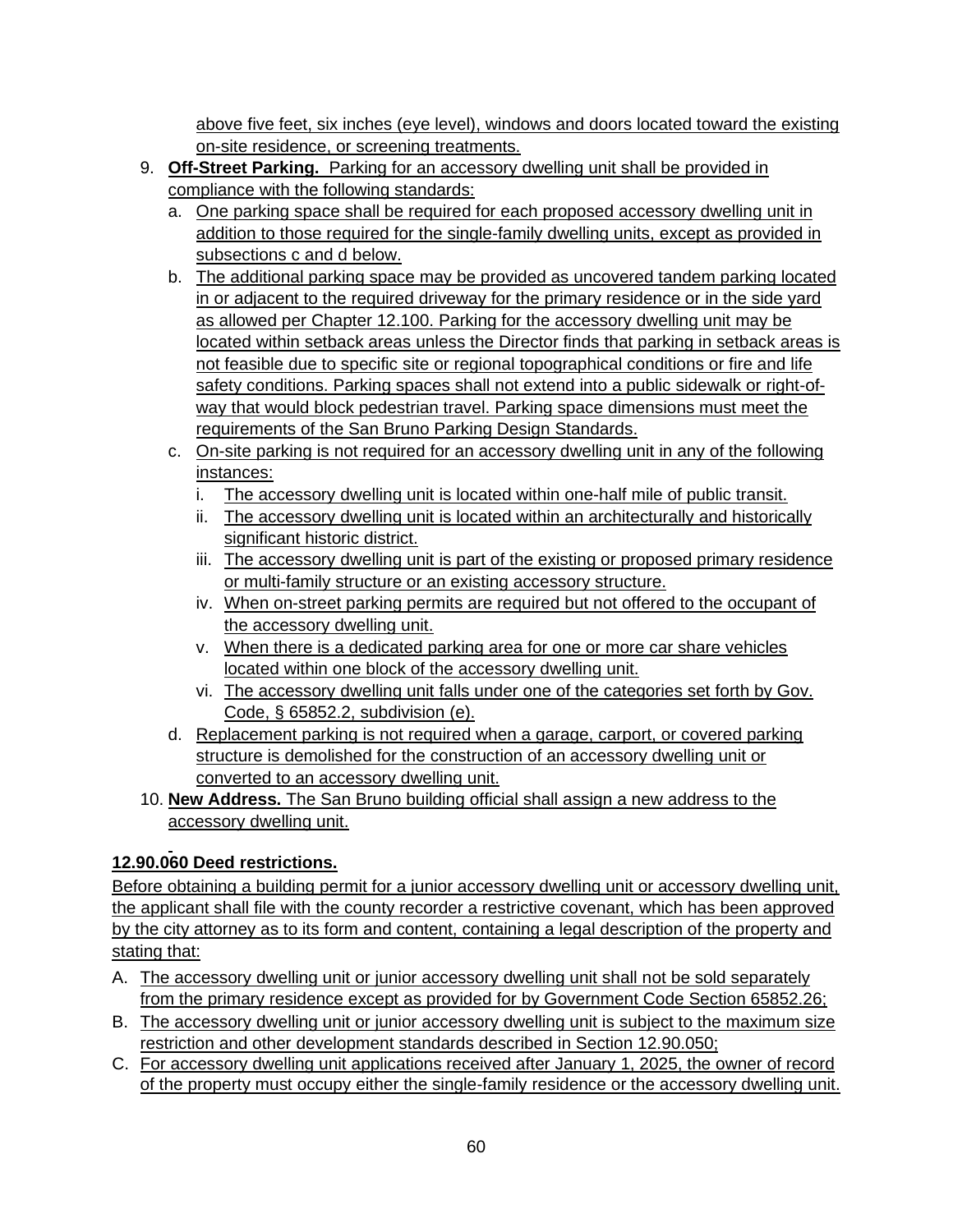above five feet, six inches (eye level), windows and doors located toward the existing on-site residence, or screening treatments.

9. **Off-Street Parking.** Parking for an accessory dwelling unit shall be provided in compliance with the following standards:
   a. One parking space shall be required for each proposed accessory dwelling unit in addition to those required for the single-family dwelling units, except as provided in subsections c and d below.
   b. The additional parking space may be provided as uncovered tandem parking located in or adjacent to the required driveway for the primary residence or in the side yard as allowed per Chapter 12.100. Parking for the accessory dwelling unit may be located within setback areas unless the Director finds that parking in setback areas is not feasible due to specific site or regional topographical conditions or fire and life safety conditions. Parking spaces shall not extend into a public sidewalk or right-of-way that would block pedestrian travel. Parking space dimensions must meet the requirements of the San Bruno Parking Design Standards.
   c. On-site parking is not required for an accessory dwelling unit in any of the following instances:
      i. The accessory dwelling unit is located within one-half mile of public transit.
      ii. The accessory dwelling unit is located within an architecturally and historically significant historic district.
      iii. The accessory dwelling unit is part of the existing or proposed primary residence or multi-family structure or an existing accessory structure.
      iv. When on-street parking permits are required but not offered to the occupant of the accessory dwelling unit.
      v. When there is a dedicated parking area for one or more car share vehicles located within one block of the accessory dwelling unit.
      vi. The accessory dwelling unit falls under one of the categories set forth by Gov. Code, § 65852.2, subdivision (e).
   d. Replacement parking is not required when a garage, carport, or covered parking structure is demolished for the construction of an accessory dwelling unit or converted to an accessory dwelling unit.
10. **New Address.** The San Bruno building official shall assign a new address to the accessory dwelling unit.

**12.90.060 Deed restrictions.**

Before obtaining a building permit for a junior accessory dwelling unit or accessory dwelling unit, the applicant shall file with the county recorder a restrictive covenant, which has been approved by the city attorney as to its form and content, containing a legal description of the property and stating that:

A. The accessory dwelling unit or junior accessory dwelling unit shall not be sold separately from the primary residence except as provided for by Government Code Section 65852.26;
B. The accessory dwelling unit or junior accessory dwelling unit is subject to the maximum size restriction and other development standards described in Section 12.90.050;
C. For accessory dwelling unit applications received after January 1, 2025, the owner of record of the property must occupy either the single-family residence or the accessory dwelling unit.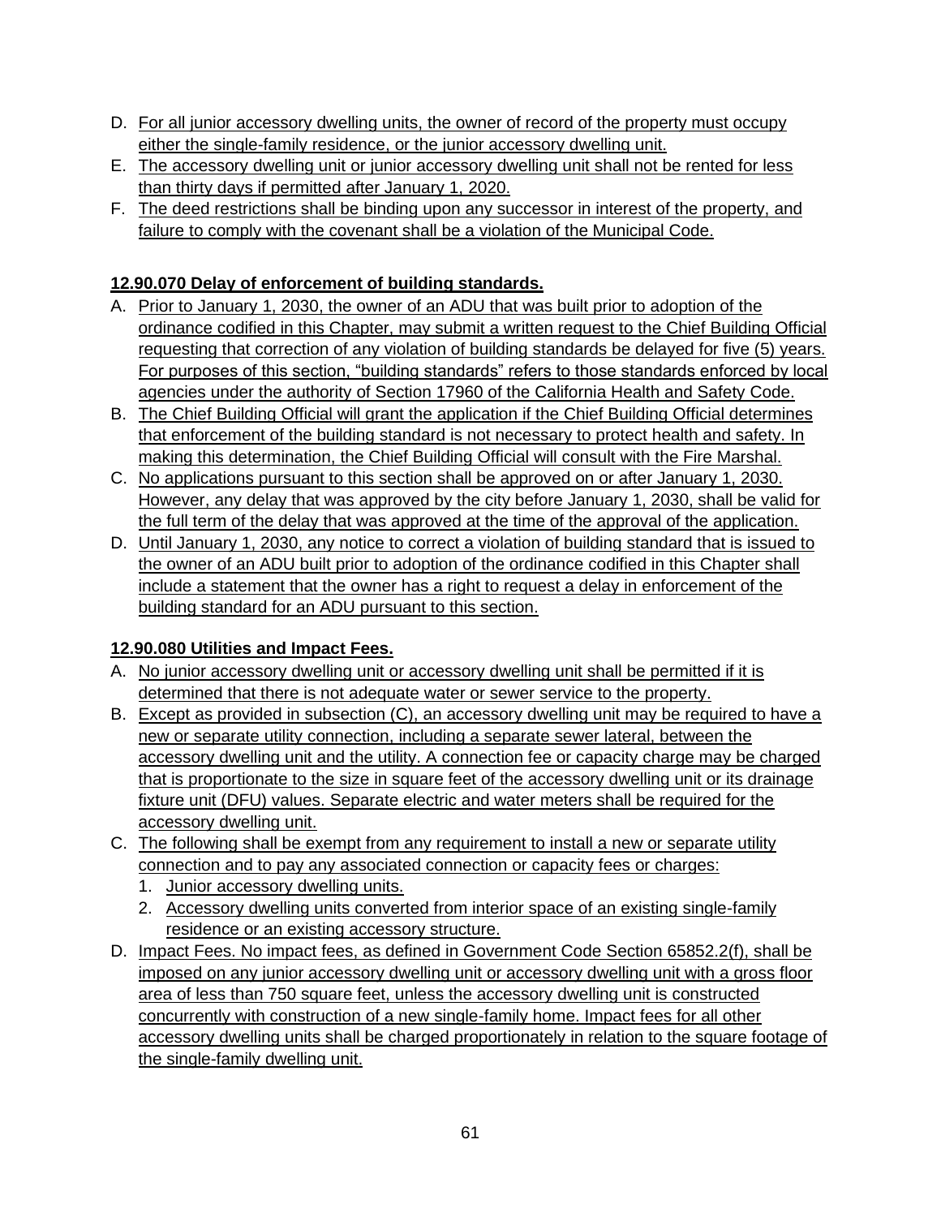D. For all junior accessory dwelling units, the owner of record of the property must occupy either the single-family residence, or the junior accessory dwelling unit.

E. The accessory dwelling unit or junior accessory dwelling unit shall not be rented for less than thirty days if permitted after January 1, 2020.

F. The deed restrictions shall be binding upon any successor in interest of the property, and failure to comply with the covenant shall be a violation of the Municipal Code.

**12.90.070 Delay of enforcement of building standards.**

A. Prior to January 1, 2030, the owner of an ADU that was built prior to adoption of the ordinance codified in this Chapter, may submit a written request to the Chief Building Official requesting that correction of any violation of building standards be delayed for five (5) years. For purposes of this section, "building standards" refers to those standards enforced by local agencies under the authority of Section 17960 of the California Health and Safety Code.

B. The Chief Building Official will grant the application if the Chief Building Official determines that enforcement of the building standard is not necessary to protect health and safety. In making this determination, the Chief Building Official will consult with the Fire Marshal.

C. No applications pursuant to this section shall be approved on or after January 1, 2030. However, any delay that was approved by the city before January 1, 2030, shall be valid for the full term of the delay that was approved at the time of the approval of the application.

D. Until January 1, 2030, any notice to correct a violation of building standard that is issued to the owner of an ADU built prior to adoption of the ordinance codified in this Chapter shall include a statement that the owner has a right to request a delay in enforcement of the building standard for an ADU pursuant to this section.

**12.90.080 Utilities and Impact Fees.**

A. No junior accessory dwelling unit or accessory dwelling unit shall be permitted if it is determined that there is not adequate water or sewer service to the property.

B. Except as provided in subsection (C), an accessory dwelling unit may be required to have a new or separate utility connection, including a separate sewer lateral, between the accessory dwelling unit and the utility. A connection fee or capacity charge may be charged that is proportionate to the size in square feet of the accessory dwelling unit or its drainage fixture unit (DFU) values. Separate electric and water meters shall be required for the accessory dwelling unit.

C. The following shall be exempt from any requirement to install a new or separate utility connection and to pay any associated connection or capacity fees or charges:
   1. Junior accessory dwelling units.
   2. Accessory dwelling units converted from interior space of an existing single-family residence or an existing accessory structure.

D. Impact Fees. No impact fees, as defined in Government Code Section 65852.2(f), shall be imposed on any junior accessory dwelling unit or accessory dwelling unit with a gross floor area of less than 750 square feet, unless the accessory dwelling unit is constructed concurrently with construction of a new single-family home. Impact fees for all other accessory dwelling units shall be charged proportionately in relation to the square footage of the single-family dwelling unit.